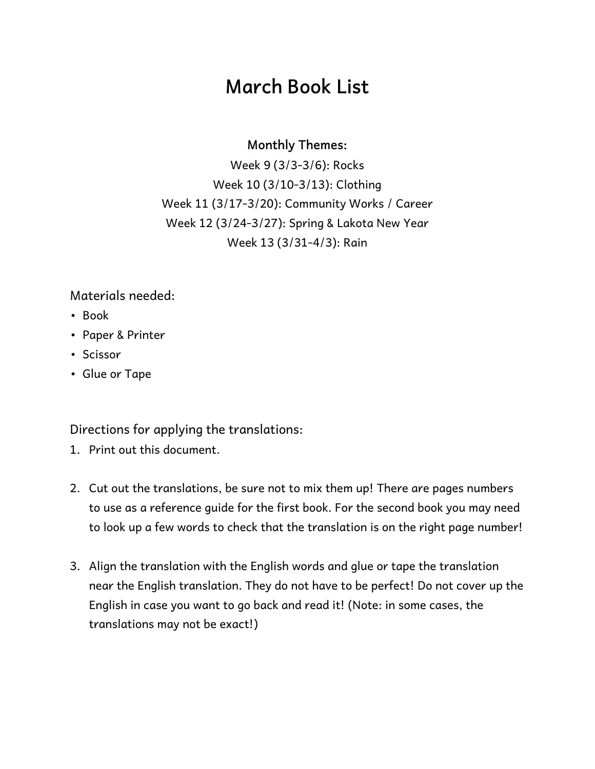# March Book List

**Monthly Themes:**

Week 9 (3/3-3/6): Rocks
Week 10 (3/10-3/13): Clothing
Week 11 (3/17-3/20): Community Works / Career
Week 12 (3/24-3/27): Spring & Lakota New Year
Week 13 (3/31-4/3): Rain

Materials needed:

- Book
- Paper & Printer
- Scissor
- Glue or Tape

Directions for applying the translations:

1. Print out this document.

2. Cut out the translations, be sure not to mix them up! There are pages numbers to use as a reference guide for the first book. For the second book you may need to look up a few words to check that the translation is on the right page number!

3. Align the translation with the English words and glue or tape the translation near the English translation. They do not have to be perfect! Do not cover up the English in case you want to go back and read it! (Note: in some cases, the translations may not be exact!)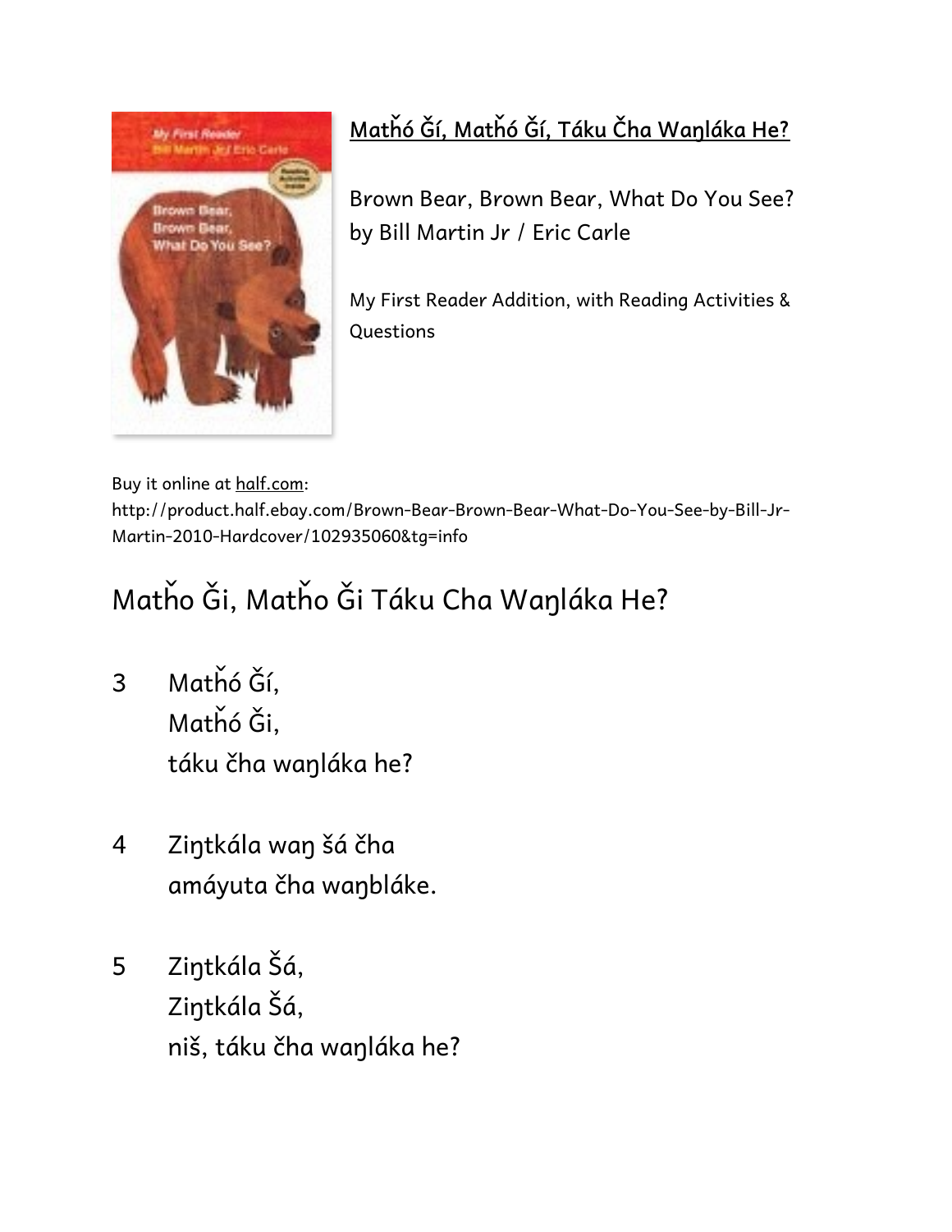<u>Matȟó Ǧí, Matȟó Ǧí, Táku Čha Waŋláka He?</u>

Brown Bear, Brown Bear, What Do You See?
by Bill Martin Jr / Eric Carle

My First Reader Addition, with Reading Activities & Questions

Buy it online at half.com:
http://product.half.ebay.com/Brown-Bear-Brown-Bear-What-Do-You-See-by-Bill-Jr-Martin-2010-Hardcover/102935060&tg=info

# Matȟo Ǧi, Matȟo Ǧi Táku Cha Waŋláka He?

3 Matȟó Ǧí,
Matȟó Ǧi,
táku čha waŋláka he?

4 Ziŋtkála waŋ šá čha
amáyuta čha waŋbláke.

5 Ziŋtkála Šá,
Ziŋtkála Šá,
niš, táku čha waŋláka he?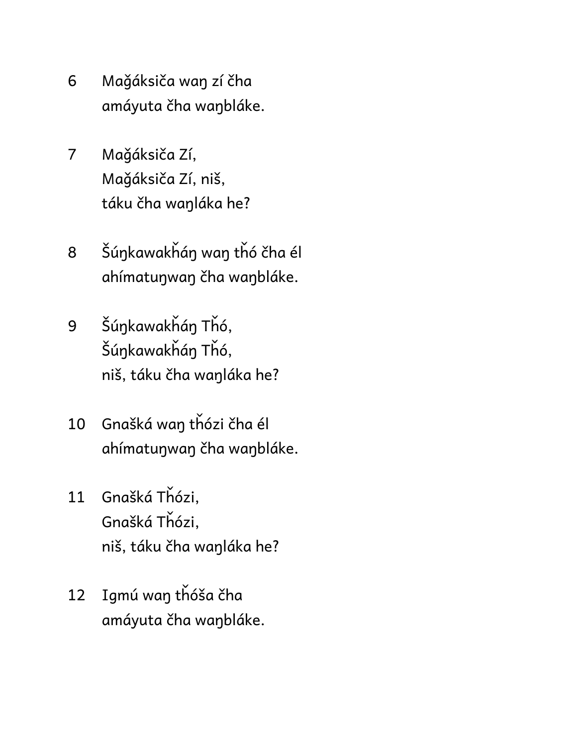6 Mağáksiča waŋ zí čha
amáyuta čha waŋbláke.

7 Mağáksiča Zí,
Mağáksiča Zí, niš,
táku čha waŋláka he?

8 Šúŋkawakȟáŋ waŋ tȟó čha él
ahímatuŋwaŋ čha waŋbláke.

9 Šúŋkawakȟáŋ Tȟó,
Šúŋkawakȟáŋ Tȟó,
niš, táku čha waŋláka he?

10 Gnašká waŋ tȟózi čha él
ahímatuŋwaŋ čha waŋbláke.

11 Gnašká Tȟózi,
Gnašká Tȟózi,
niš, táku čha waŋláka he?

12 Igmú waŋ tȟóša čha
amáyuta čha waŋbláke.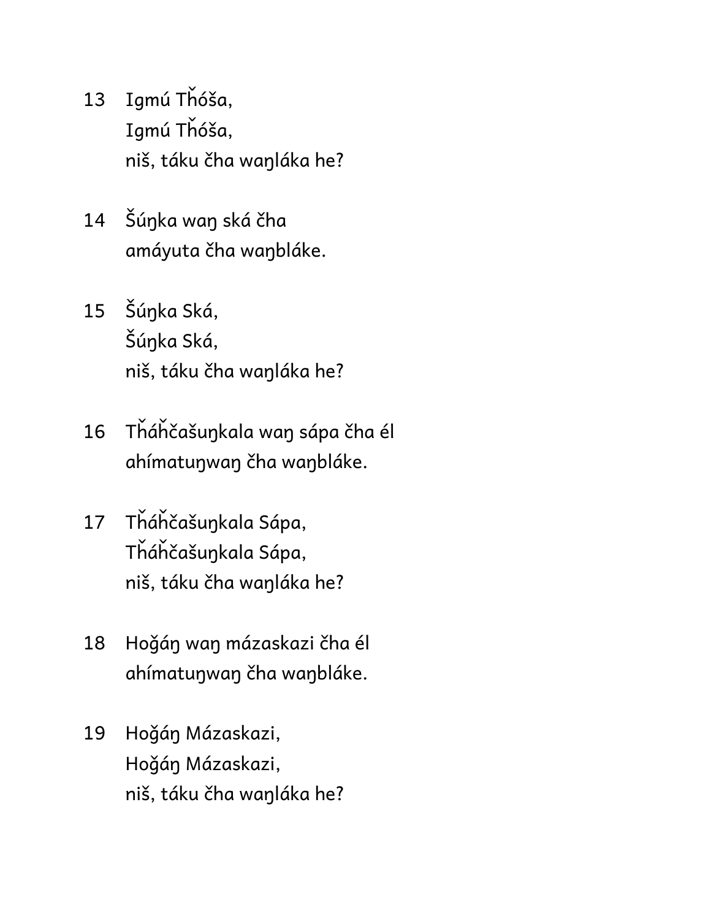13 Igmú Tȟóša,
Igmú Tȟóša,
niš, táku čha waŋláka he?

14 Šúŋka waŋ ská čha
amáyuta čha waŋbláke.

15 Šúŋka Ská,
Šúŋka Ská,
niš, táku čha waŋláka he?

16 Tȟáȟčašuŋkala waŋ sápa čha él
ahímatuŋwaŋ čha waŋbláke.

17 Tȟáȟčašuŋkala Sápa,
Tȟáȟčašuŋkala Sápa,
niš, táku čha waŋláka he?

18 Hoǧáŋ waŋ mázaskazi čha él
ahímatuŋwaŋ čha waŋbláke.

19 Hoǧáŋ Mázaskazi,
Hoǧáŋ Mázaskazi,
niš, táku čha waŋláka he?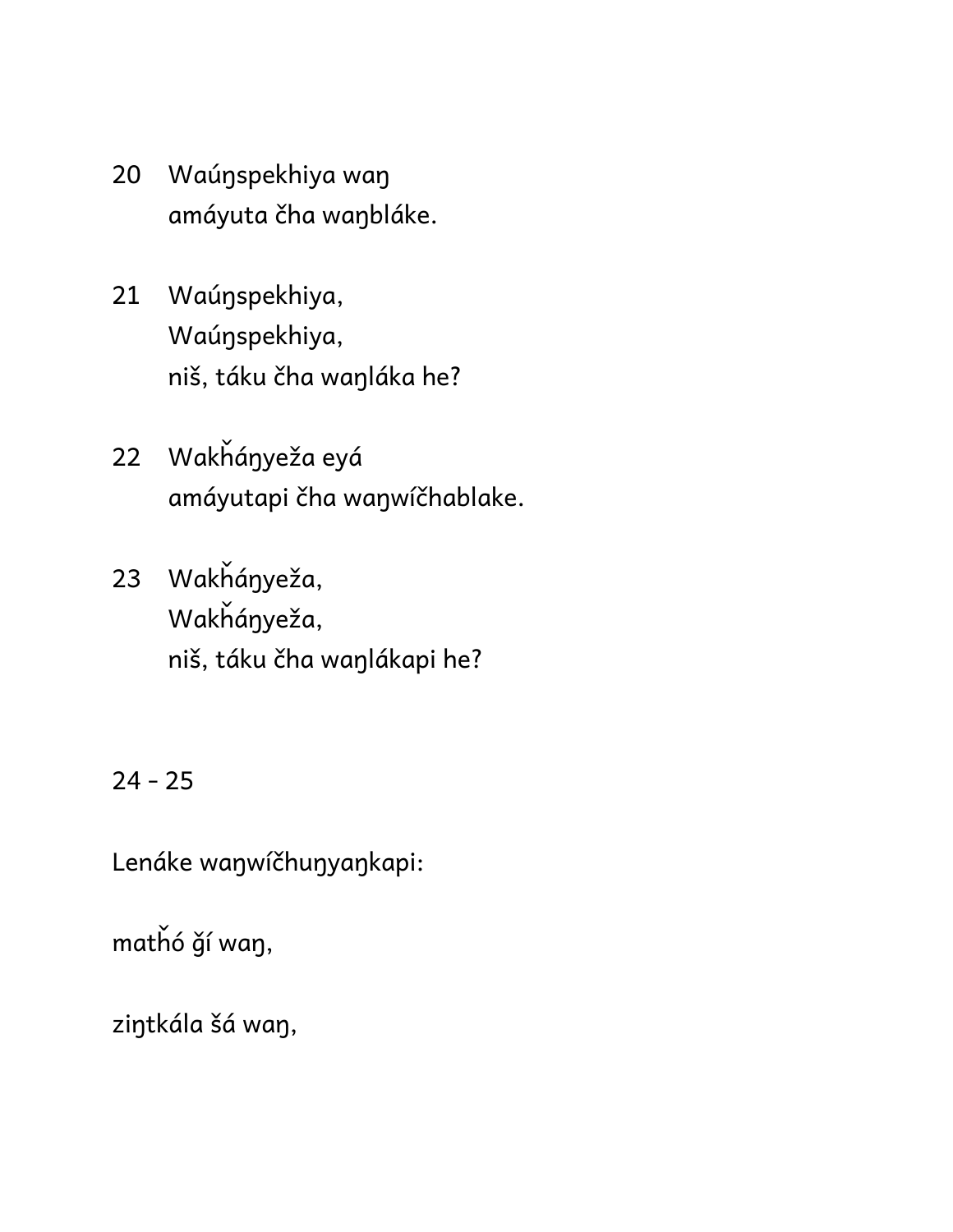20 Waúŋspekhiya waŋ
amáyuta čha waŋbláke.

21 Waúŋspekhiya,
Waúŋspekhiya,
niš, táku čha waŋláka he?

22 Wakȟáŋyeža eyá
amáyutapi čha waŋwíčhablake.

23 Wakȟáŋyeža,
Wakȟáŋyeža,
niš, táku čha waŋlákapi he?

24 - 25

Lenáke waŋwíčhuŋyaŋkapi:

matȟó ǧí waŋ,

ziŋtkála šá waŋ,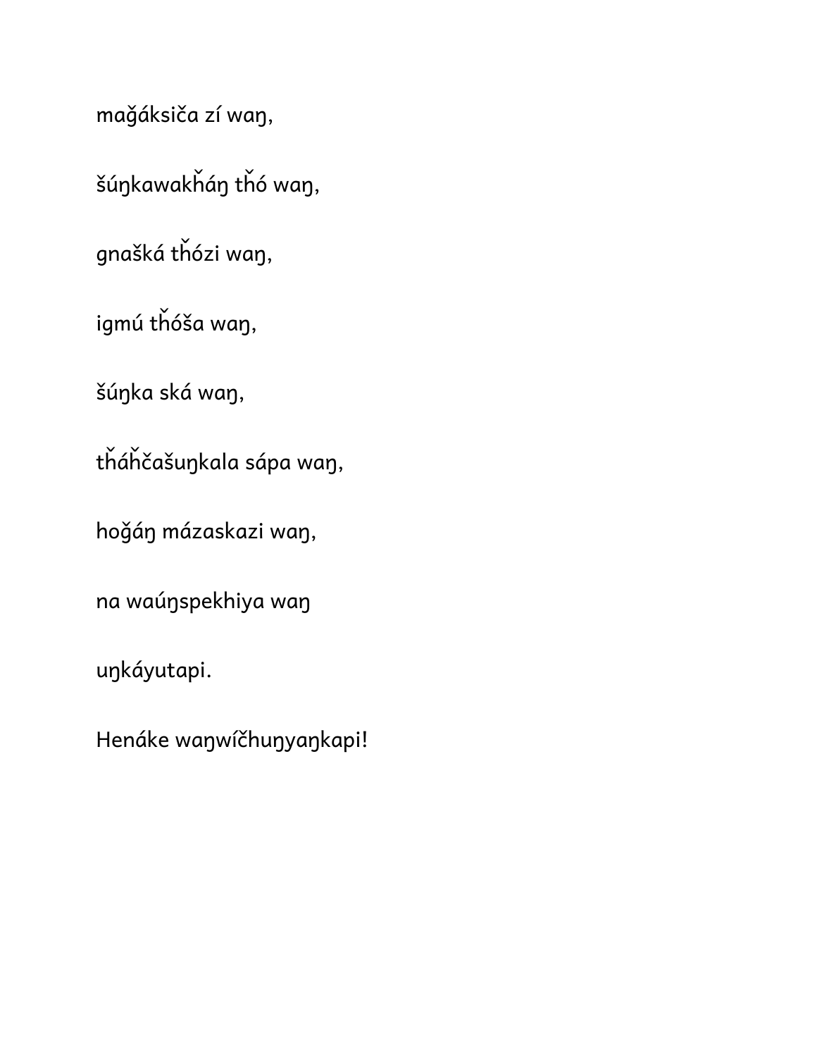mağáksiča zí waŋ,

šúŋkawakȟáŋ tȟó waŋ,

gnašká tȟózi waŋ,

igmú tȟóša waŋ,

šúŋka ská waŋ,

tȟáȟčašuŋkala sápa waŋ,

hoğáŋ mázaskazi waŋ,

na waúŋspekhiya waŋ

uŋkáyutapi.

Henáke waŋwíčhuŋyaŋkapi!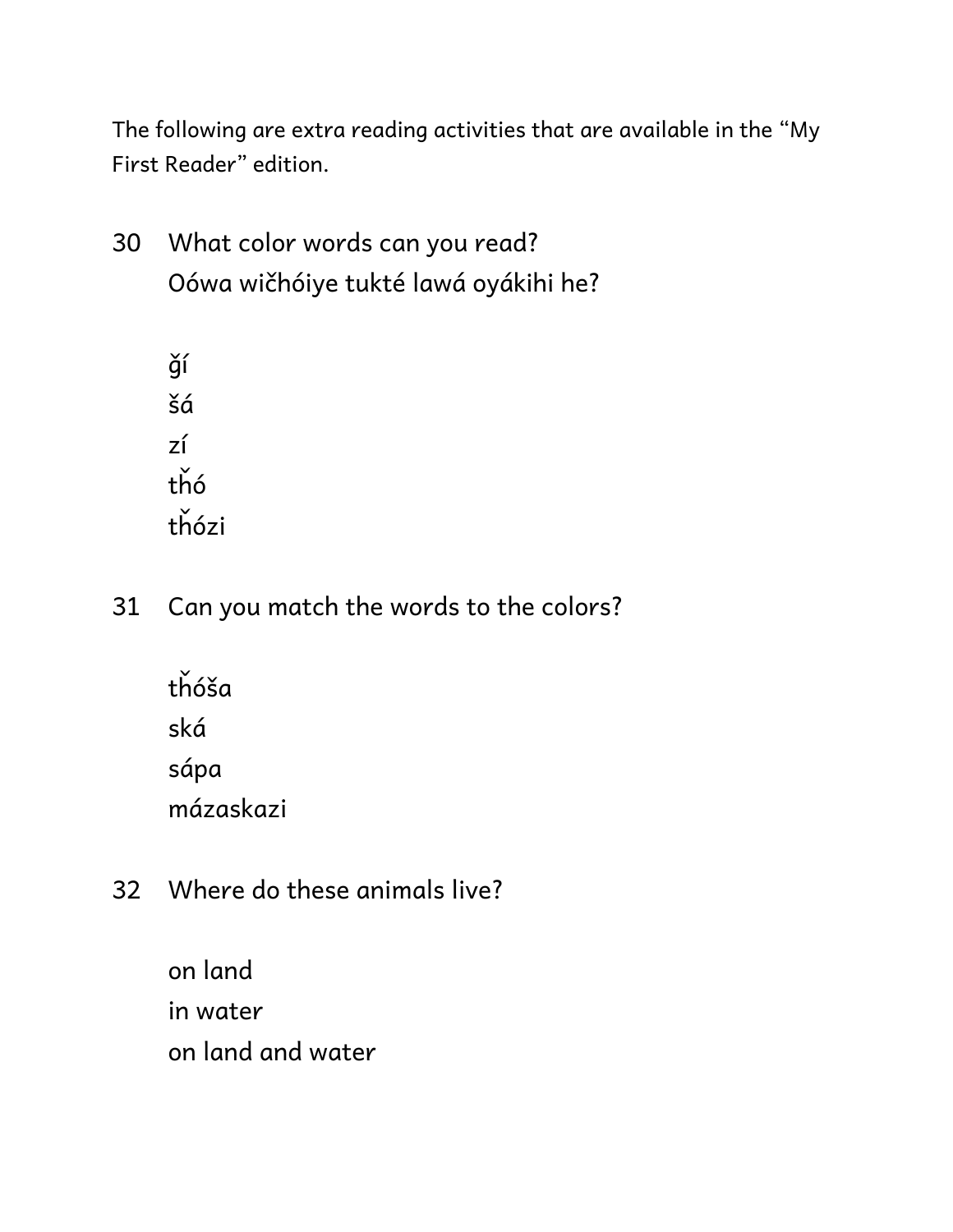The following are extra reading activities that are available in the “My First Reader” edition.

30 What color words can you read?
Oówa wičhóiye tukté lawá oyákihi he?

ǧí
šá
zí
tȟó
tȟózi

31 Can you match the words to the colors?

tȟóša
ská
sápa
mázaskazi

32 Where do these animals live?

on land
in water
on land and water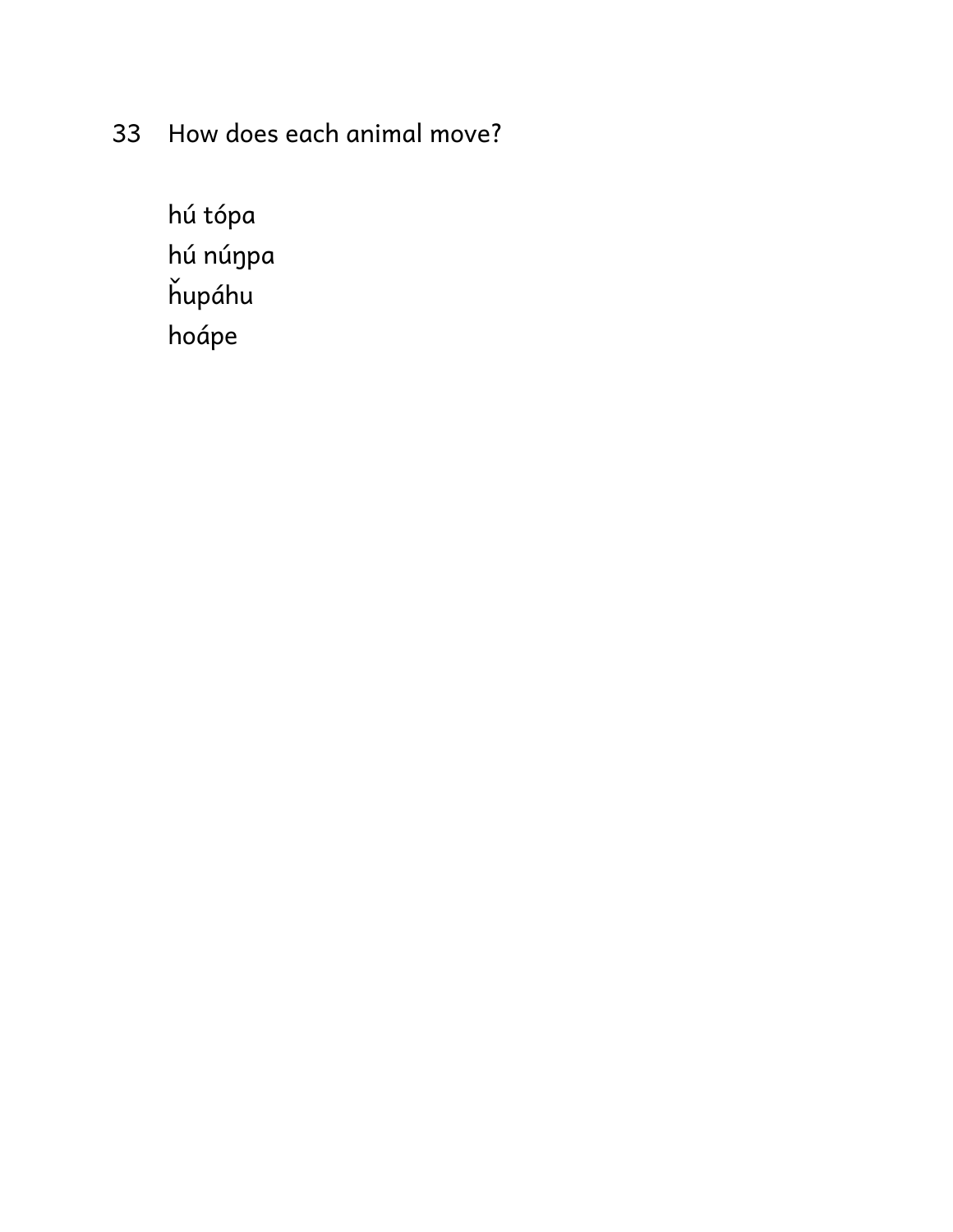33 How does each animal move?

hú tópa
hú núŋpa
ȟupáhu
hoápe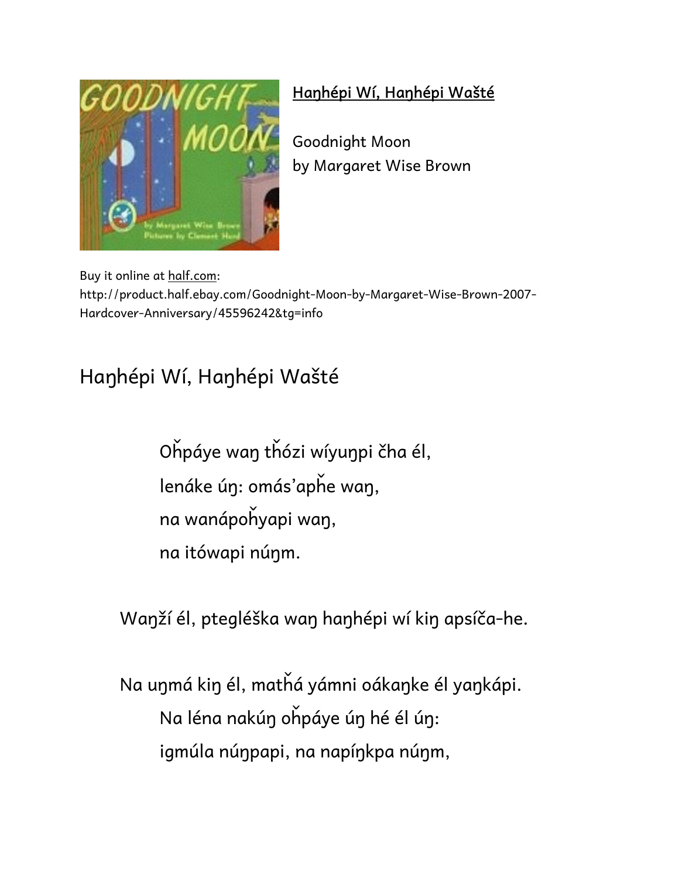**<u>Haŋhépi Wí, Haŋhépi Wašté</u>**

Goodnight Moon
by Margaret Wise Brown

Buy it online at half.com:
http://product.half.ebay.com/Goodnight-Moon-by-Margaret-Wise-Brown-2007-Hardcover-Anniversary/45596242&tg=info

## Haŋhépi Wí, Haŋhépi Wašté

Oȟpáye waŋ tȟózi wíyuŋpi čha él,
lenáke úŋ: omás'apȟe waŋ,
na wanápoȟyapi waŋ,
na itówapi núŋm.

Waŋží él, ptegléška waŋ haŋhépi wí kiŋ apsíča-he.

Na uŋmá kiŋ él, matȟá yámni oákaŋke él yaŋkápi.
Na léna nakúŋ oȟpáye úŋ hé él úŋ:
igmúla núŋpapi, na napíŋkpa núŋm,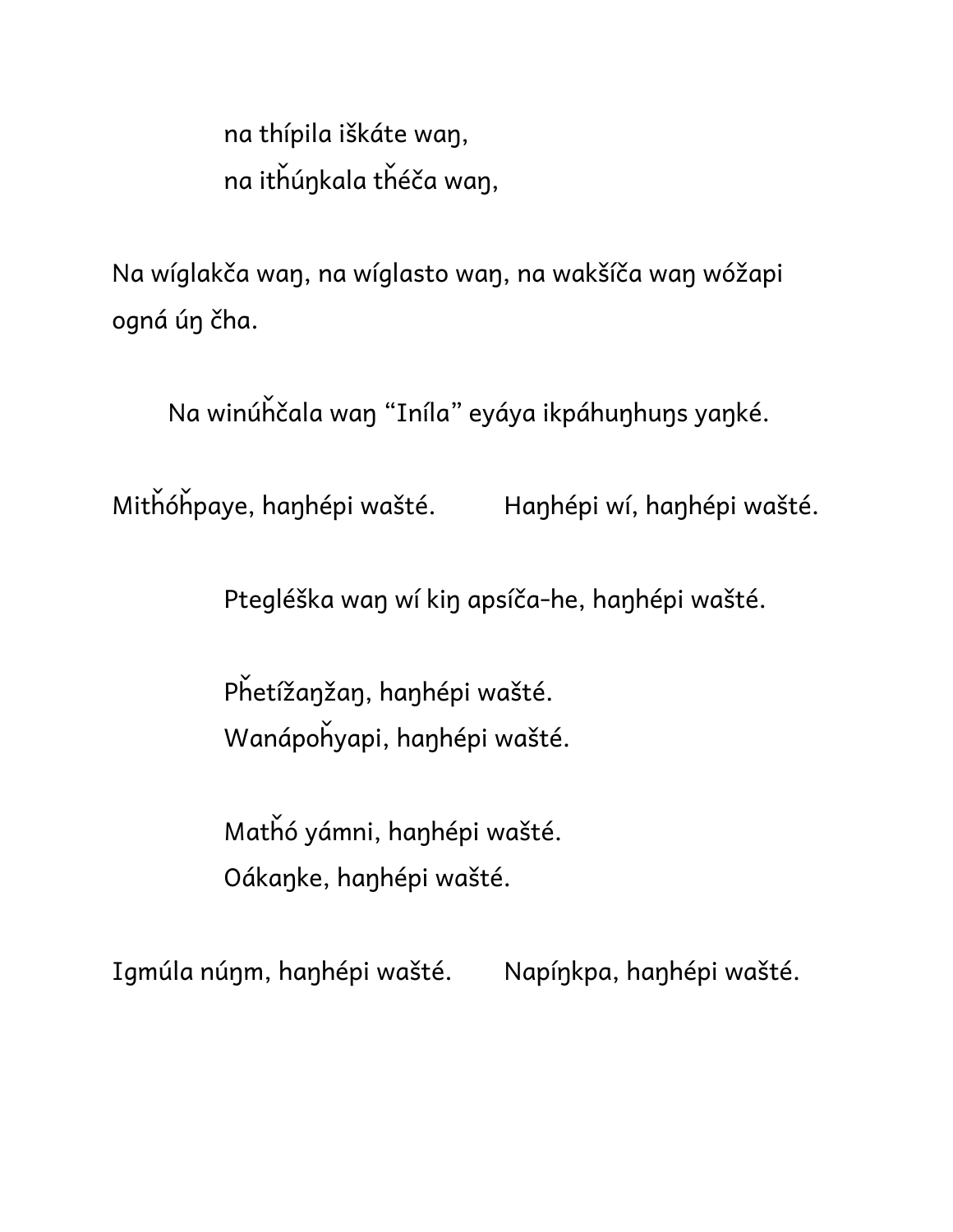na thípila iškáte waŋ,
na itȟúŋkala tȟéča waŋ,

Na wíglakča waŋ, na wíglasto waŋ, na wakšíča waŋ wóžapi ogná úŋ čha.

Na winúȟčala waŋ "Iníla" eyáya ikpáhuŋhuŋs yaŋké.

Mitȟóȟpaye, haŋhépi wašté. Haŋhépi wí, haŋhépi wašté.

Pteglésška waŋ wí kiŋ apsíča-he, haŋhépi wašté.

Pȟetížaŋžaŋ, haŋhépi wašté.
Wanápoȟyapi, haŋhépi wašté.

Matȟó yámni, haŋhépi wašté.
Oákaŋke, haŋhépi wašté.

Igmúla núŋm, haŋhépi wašté. Napíŋkpa, haŋhépi wašté.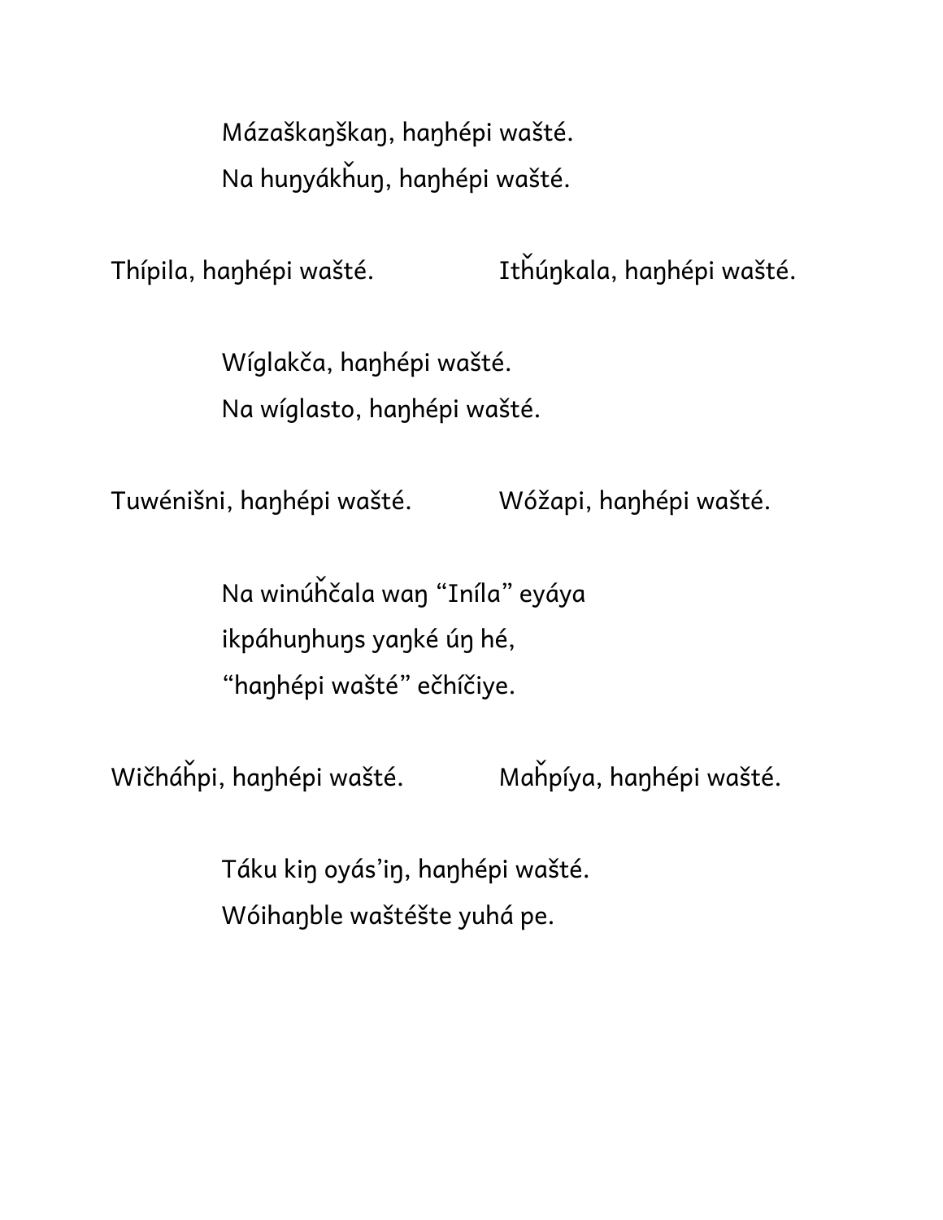Mázaškaŋškaŋ, haŋhépi wašté.
Na huŋyákȟuŋ, haŋhépi wašté.

Thípila, haŋhépi wašté.

Itȟúŋkala, haŋhépi wašté.

Wíglakča, haŋhépi wašté.
Na wíglasto, haŋhépi wašté.

Tuwénišni, haŋhépi wašté.

Wóžapi, haŋhépi wašté.

Na winúȟčala waŋ "Iníla" eyáya
ikpáhuŋhuŋs yaŋké úŋ hé,
"haŋhépi wašté" ečhíčiye.

Wičháȟpi, haŋhépi wašté.

Maȟpíya, haŋhépi wašté.

Táku kiŋ oyás'iŋ, haŋhépi wašté.
Wóihaŋble waštéšte yuhá pe.